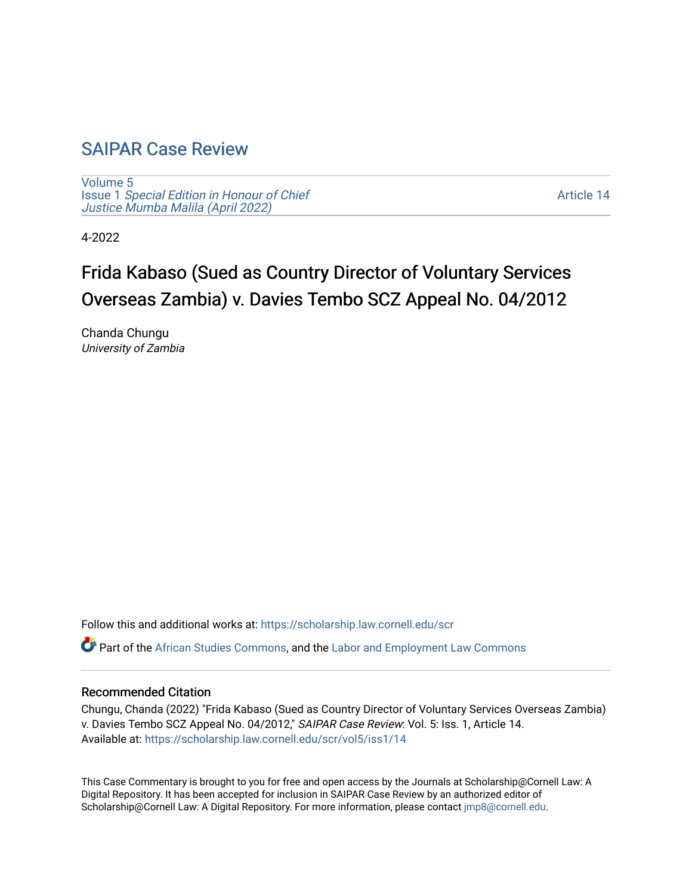SAIPAR Case Review

Volume 5
Issue 1 *Special Edition in Honour of Chief Justice Mumba Malila (April 2022)*

Article 14

4-2022

# Frida Kabaso (Sued as Country Director of Voluntary Services Overseas Zambia) v. Davies Tembo SCZ Appeal No. 04/2012

Chanda Chungu
*University of Zambia*

Follow this and additional works at: https://scholarship.law.cornell.edu/scr

Part of the African Studies Commons, and the Labor and Employment Law Commons

## Recommended Citation

Chungu, Chanda (2022) "Frida Kabaso (Sued as Country Director of Voluntary Services Overseas Zambia) v. Davies Tembo SCZ Appeal No. 04/2012," *SAIPAR Case Review*: Vol. 5: Iss. 1, Article 14.
Available at: https://scholarship.law.cornell.edu/scr/vol5/iss1/14

This Case Commentary is brought to you for free and open access by the Journals at Scholarship@Cornell Law: A Digital Repository. It has been accepted for inclusion in SAIPAR Case Review by an authorized editor of Scholarship@Cornell Law: A Digital Repository. For more information, please contact jmp8@cornell.edu.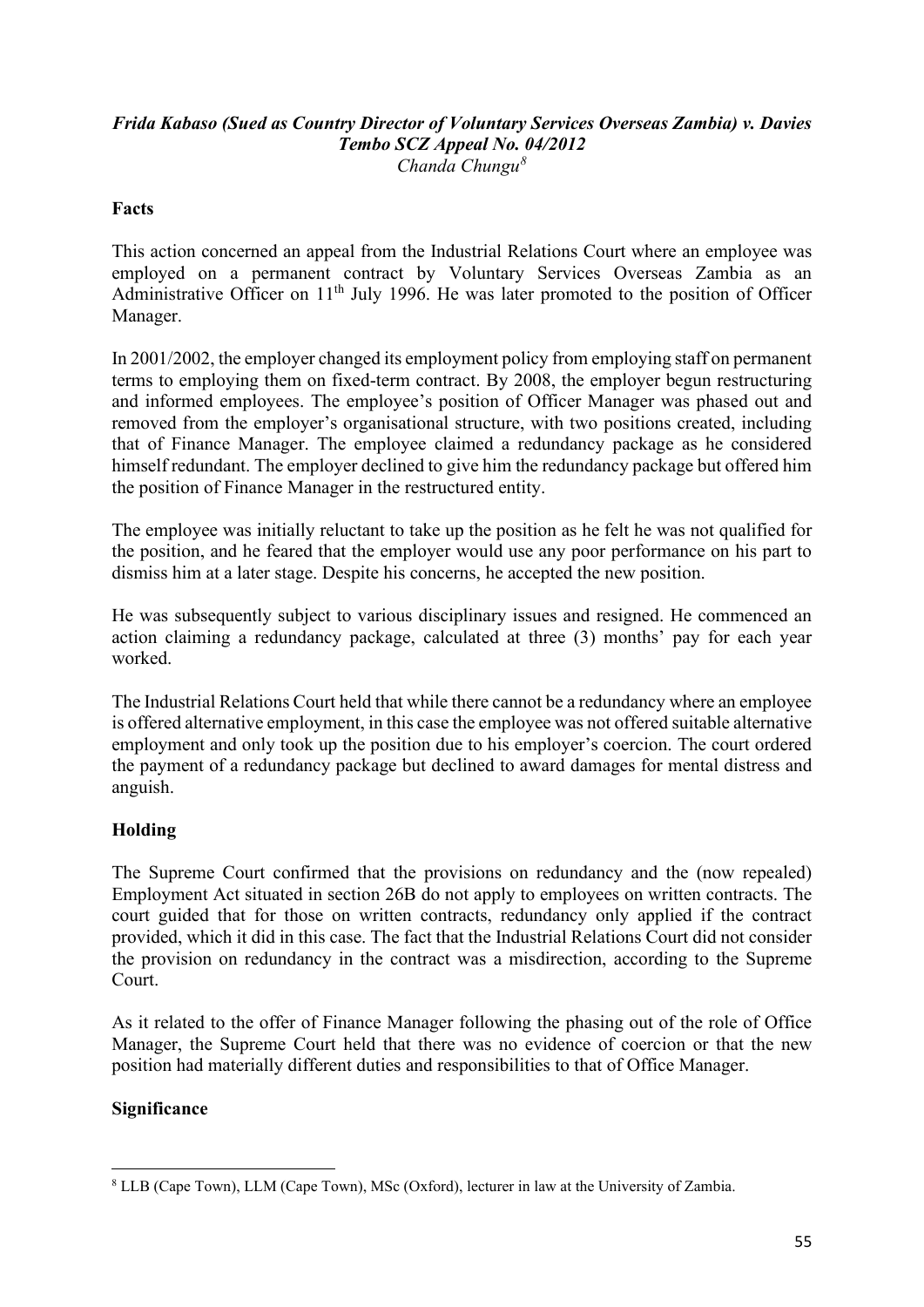### *Frida Kabaso (Sued as Country Director of Voluntary Services Overseas Zambia) v. Davies Tembo SCZ Appeal No. 04/2012*

*Chanda Chungu*[8]

**Facts**

This action concerned an appeal from the Industrial Relations Court where an employee was employed on a permanent contract by Voluntary Services Overseas Zambia as an Administrative Officer on 11th July 1996. He was later promoted to the position of Officer Manager.

In 2001/2002, the employer changed its employment policy from employing staff on permanent terms to employing them on fixed-term contract. By 2008, the employer begun restructuring and informed employees. The employee's position of Officer Manager was phased out and removed from the employer's organisational structure, with two positions created, including that of Finance Manager. The employee claimed a redundancy package as he considered himself redundant. The employer declined to give him the redundancy package but offered him the position of Finance Manager in the restructured entity.

The employee was initially reluctant to take up the position as he felt he was not qualified for the position, and he feared that the employer would use any poor performance on his part to dismiss him at a later stage. Despite his concerns, he accepted the new position.

He was subsequently subject to various disciplinary issues and resigned. He commenced an action claiming a redundancy package, calculated at three (3) months' pay for each year worked.

The Industrial Relations Court held that while there cannot be a redundancy where an employee is offered alternative employment, in this case the employee was not offered suitable alternative employment and only took up the position due to his employer's coercion. The court ordered the payment of a redundancy package but declined to award damages for mental distress and anguish.

**Holding**

The Supreme Court confirmed that the provisions on redundancy and the (now repealed) Employment Act situated in section 26B do not apply to employees on written contracts. The court guided that for those on written contracts, redundancy only applied if the contract provided, which it did in this case. The fact that the Industrial Relations Court did not consider the provision on redundancy in the contract was a misdirection, according to the Supreme Court.

As it related to the offer of Finance Manager following the phasing out of the role of Office Manager, the Supreme Court held that there was no evidence of coercion or that the new position had materially different duties and responsibilities to that of Office Manager.

**Significance**

[8] LLB (Cape Town), LLM (Cape Town), MSc (Oxford), lecturer in law at the University of Zambia.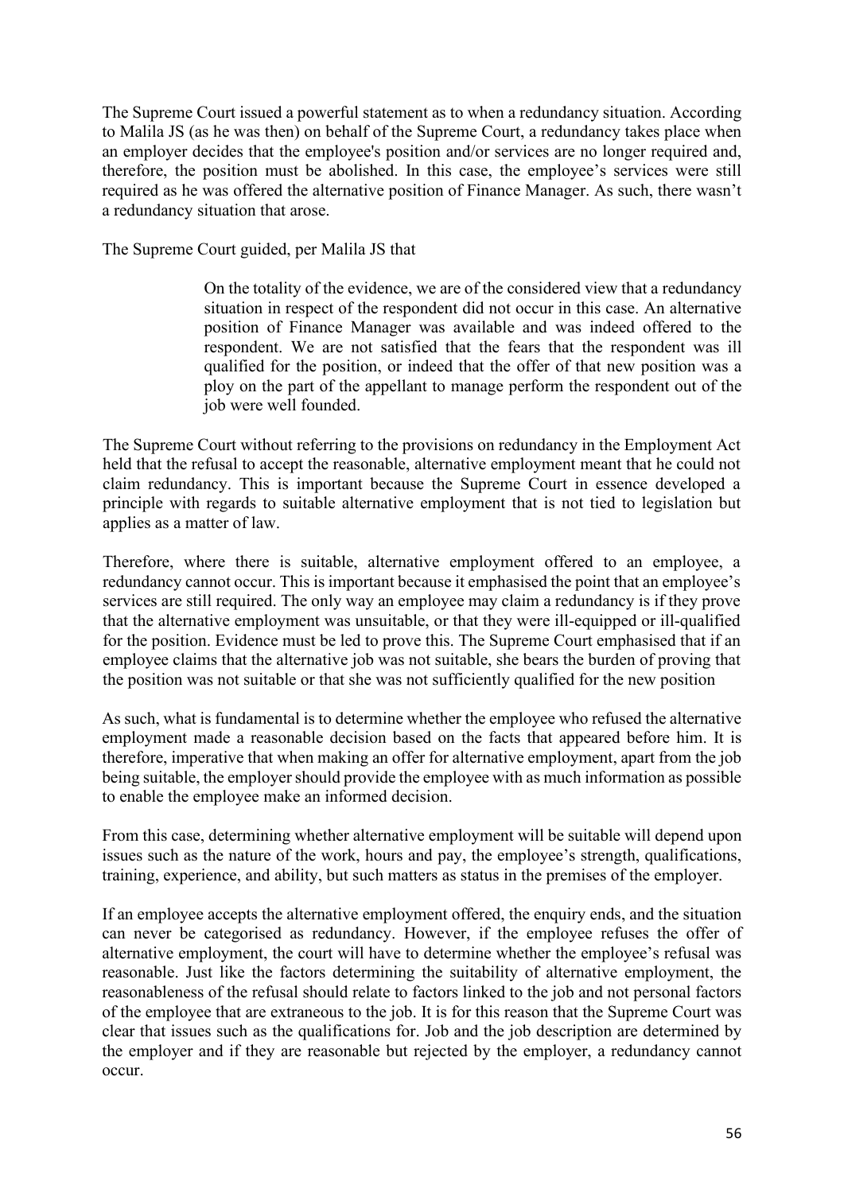The Supreme Court issued a powerful statement as to when a redundancy situation. According to Malila JS (as he was then) on behalf of the Supreme Court, a redundancy takes place when an employer decides that the employee's position and/or services are no longer required and, therefore, the position must be abolished. In this case, the employee's services were still required as he was offered the alternative position of Finance Manager. As such, there wasn't a redundancy situation that arose.

The Supreme Court guided, per Malila JS that

> On the totality of the evidence, we are of the considered view that a redundancy situation in respect of the respondent did not occur in this case. An alternative position of Finance Manager was available and was indeed offered to the respondent. We are not satisfied that the fears that the respondent was ill qualified for the position, or indeed that the offer of that new position was a ploy on the part of the appellant to manage perform the respondent out of the job were well founded.

The Supreme Court without referring to the provisions on redundancy in the Employment Act held that the refusal to accept the reasonable, alternative employment meant that he could not claim redundancy. This is important because the Supreme Court in essence developed a principle with regards to suitable alternative employment that is not tied to legislation but applies as a matter of law.

Therefore, where there is suitable, alternative employment offered to an employee, a redundancy cannot occur. This is important because it emphasised the point that an employee's services are still required. The only way an employee may claim a redundancy is if they prove that the alternative employment was unsuitable, or that they were ill-equipped or ill-qualified for the position. Evidence must be led to prove this. The Supreme Court emphasised that if an employee claims that the alternative job was not suitable, she bears the burden of proving that the position was not suitable or that she was not sufficiently qualified for the new position

As such, what is fundamental is to determine whether the employee who refused the alternative employment made a reasonable decision based on the facts that appeared before him. It is therefore, imperative that when making an offer for alternative employment, apart from the job being suitable, the employer should provide the employee with as much information as possible to enable the employee make an informed decision.

From this case, determining whether alternative employment will be suitable will depend upon issues such as the nature of the work, hours and pay, the employee's strength, qualifications, training, experience, and ability, but such matters as status in the premises of the employer.

If an employee accepts the alternative employment offered, the enquiry ends, and the situation can never be categorised as redundancy. However, if the employee refuses the offer of alternative employment, the court will have to determine whether the employee's refusal was reasonable. Just like the factors determining the suitability of alternative employment, the reasonableness of the refusal should relate to factors linked to the job and not personal factors of the employee that are extraneous to the job. It is for this reason that the Supreme Court was clear that issues such as the qualifications for. Job and the job description are determined by the employer and if they are reasonable but rejected by the employer, a redundancy cannot occur.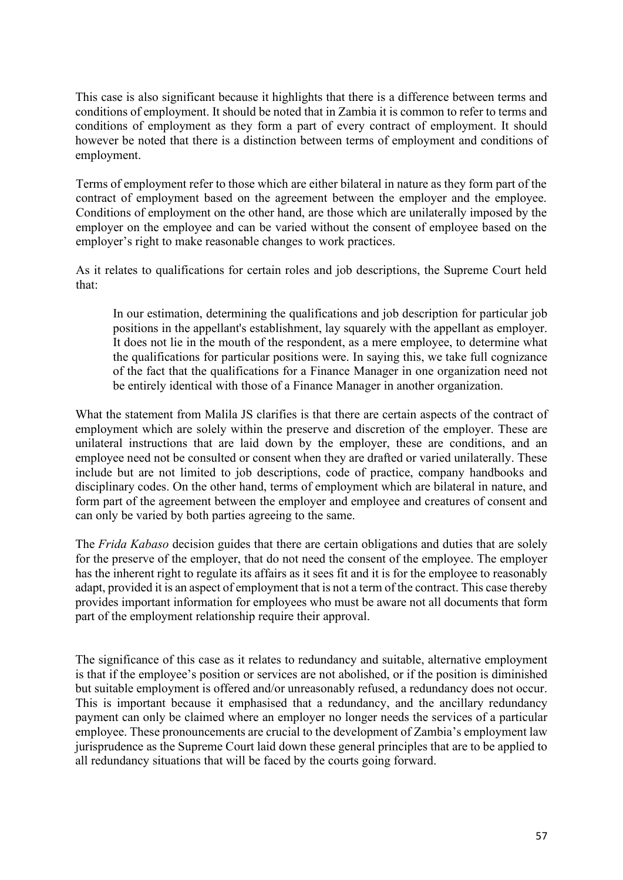This case is also significant because it highlights that there is a difference between terms and conditions of employment. It should be noted that in Zambia it is common to refer to terms and conditions of employment as they form a part of every contract of employment. It should however be noted that there is a distinction between terms of employment and conditions of employment.

Terms of employment refer to those which are either bilateral in nature as they form part of the contract of employment based on the agreement between the employer and the employee. Conditions of employment on the other hand, are those which are unilaterally imposed by the employer on the employee and can be varied without the consent of employee based on the employer's right to make reasonable changes to work practices.

As it relates to qualifications for certain roles and job descriptions, the Supreme Court held that:

> In our estimation, determining the qualifications and job description for particular job positions in the appellant's establishment, lay squarely with the appellant as employer. It does not lie in the mouth of the respondent, as a mere employee, to determine what the qualifications for particular positions were. In saying this, we take full cognizance of the fact that the qualifications for a Finance Manager in one organization need not be entirely identical with those of a Finance Manager in another organization.

What the statement from Malila JS clarifies is that there are certain aspects of the contract of employment which are solely within the preserve and discretion of the employer. These are unilateral instructions that are laid down by the employer, these are conditions, and an employee need not be consulted or consent when they are drafted or varied unilaterally. These include but are not limited to job descriptions, code of practice, company handbooks and disciplinary codes. On the other hand, terms of employment which are bilateral in nature, and form part of the agreement between the employer and employee and creatures of consent and can only be varied by both parties agreeing to the same.

The *Frida Kabaso* decision guides that there are certain obligations and duties that are solely for the preserve of the employer, that do not need the consent of the employee. The employer has the inherent right to regulate its affairs as it sees fit and it is for the employee to reasonably adapt, provided it is an aspect of employment that is not a term of the contract. This case thereby provides important information for employees who must be aware not all documents that form part of the employment relationship require their approval.

The significance of this case as it relates to redundancy and suitable, alternative employment is that if the employee's position or services are not abolished, or if the position is diminished but suitable employment is offered and/or unreasonably refused, a redundancy does not occur. This is important because it emphasised that a redundancy, and the ancillary redundancy payment can only be claimed where an employer no longer needs the services of a particular employee. These pronouncements are crucial to the development of Zambia's employment law jurisprudence as the Supreme Court laid down these general principles that are to be applied to all redundancy situations that will be faced by the courts going forward.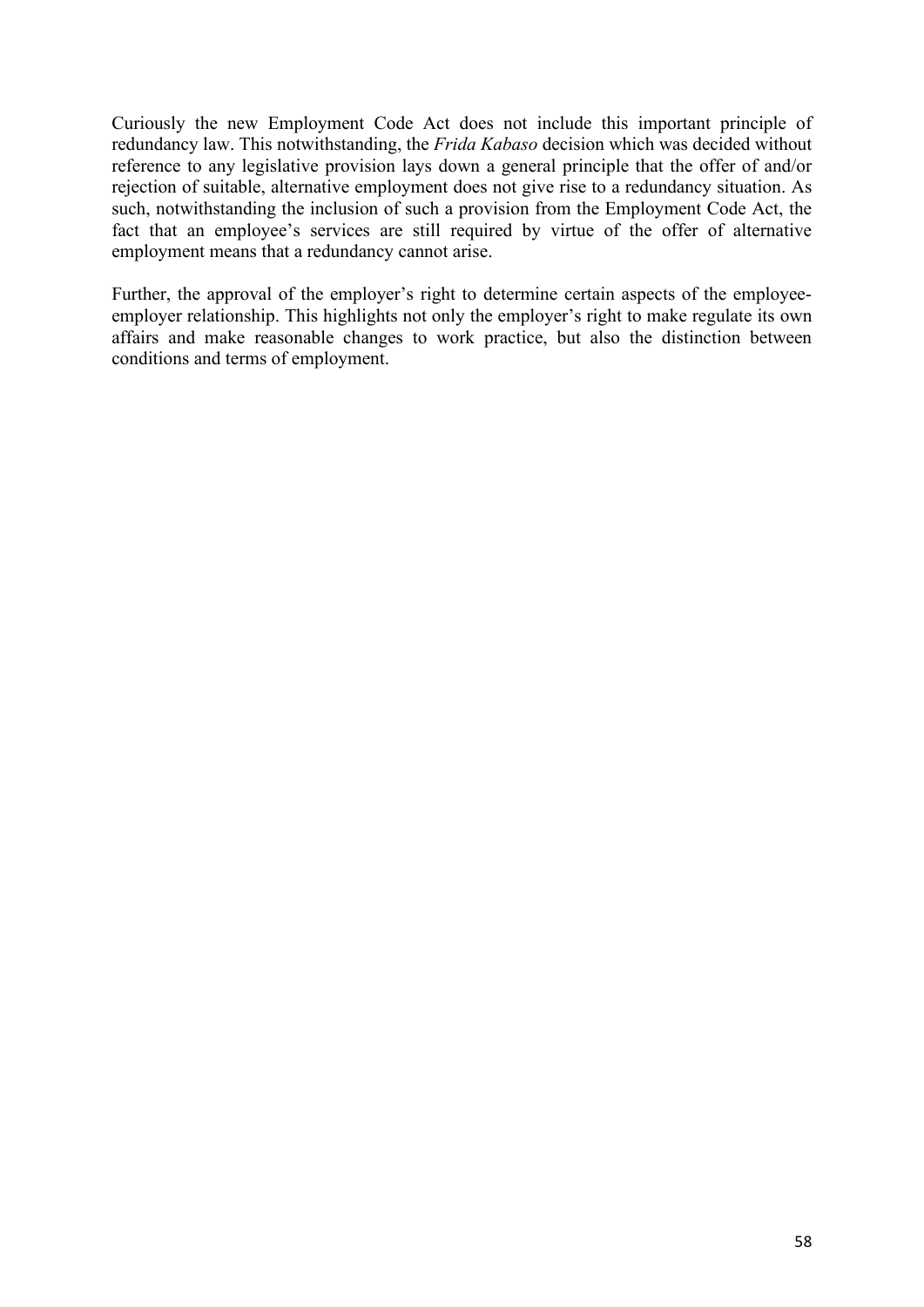Curiously the new Employment Code Act does not include this important principle of redundancy law. This notwithstanding, the *Frida Kabaso* decision which was decided without reference to any legislative provision lays down a general principle that the offer of and/or rejection of suitable, alternative employment does not give rise to a redundancy situation. As such, notwithstanding the inclusion of such a provision from the Employment Code Act, the fact that an employee's services are still required by virtue of the offer of alternative employment means that a redundancy cannot arise.

Further, the approval of the employer's right to determine certain aspects of the employee-employer relationship. This highlights not only the employer's right to make regulate its own affairs and make reasonable changes to work practice, but also the distinction between conditions and terms of employment.